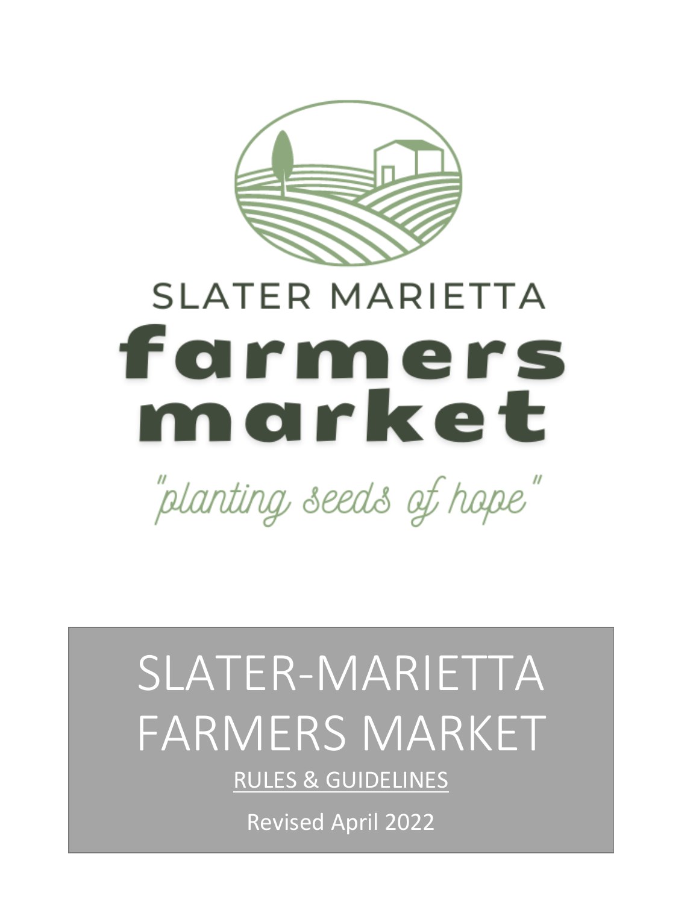SLATER MARIETTA

**farmers market**

*"planting seeds of hope"*

# SLATER-MARIETTA FARMERS MARKET

RULES & GUIDELINES

Revised April 2022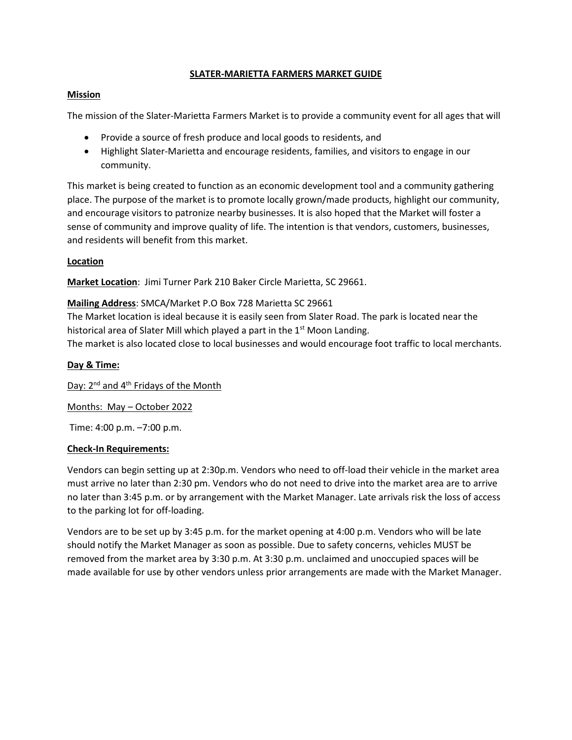# SLATER-MARIETTA FARMERS MARKET GUIDE

## Mission

The mission of the Slater-Marietta Farmers Market is to provide a community event for all ages that will

- Provide a source of fresh produce and local goods to residents, and
- Highlight Slater-Marietta and encourage residents, families, and visitors to engage in our community.

This market is being created to function as an economic development tool and a community gathering place. The purpose of the market is to promote locally grown/made products, highlight our community, and encourage visitors to patronize nearby businesses. It is also hoped that the Market will foster a sense of community and improve quality of life. The intention is that vendors, customers, businesses, and residents will benefit from this market.

## Location

**Market Location**: Jimi Turner Park 210 Baker Circle Marietta, SC 29661.

**Mailing Address**: SMCA/Market P.O Box 728 Marietta SC 29661

The Market location is ideal because it is easily seen from Slater Road. The park is located near the historical area of Slater Mill which played a part in the 1st Moon Landing.

The market is also located close to local businesses and would encourage foot traffic to local merchants.

## Day & Time:

Day: 2nd and 4th Fridays of the Month

Months: May – October 2022

Time: 4:00 p.m. –7:00 p.m.

## Check-In Requirements:

Vendors can begin setting up at 2:30p.m. Vendors who need to off-load their vehicle in the market area must arrive no later than 2:30 pm. Vendors who do not need to drive into the market area are to arrive no later than 3:45 p.m. or by arrangement with the Market Manager. Late arrivals risk the loss of access to the parking lot for off-loading.

Vendors are to be set up by 3:45 p.m. for the market opening at 4:00 p.m. Vendors who will be late should notify the Market Manager as soon as possible. Due to safety concerns, vehicles MUST be removed from the market area by 3:30 p.m. At 3:30 p.m. unclaimed and unoccupied spaces will be made available for use by other vendors unless prior arrangements are made with the Market Manager.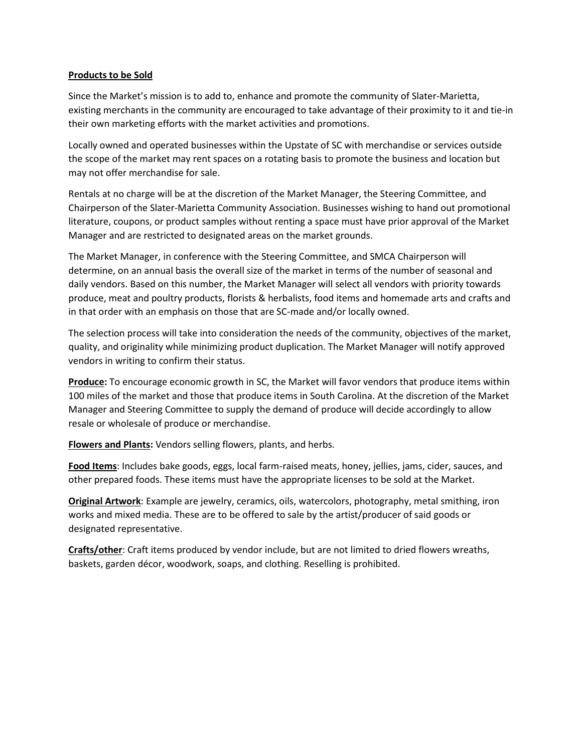**Products to be Sold**

Since the Market's mission is to add to, enhance and promote the community of Slater-Marietta, existing merchants in the community are encouraged to take advantage of their proximity to it and tie-in their own marketing efforts with the market activities and promotions.

Locally owned and operated businesses within the Upstate of SC with merchandise or services outside the scope of the market may rent spaces on a rotating basis to promote the business and location but may not offer merchandise for sale.

Rentals at no charge will be at the discretion of the Market Manager, the Steering Committee, and Chairperson of the Slater-Marietta Community Association. Businesses wishing to hand out promotional literature, coupons, or product samples without renting a space must have prior approval of the Market Manager and are restricted to designated areas on the market grounds.

The Market Manager, in conference with the Steering Committee, and SMCA Chairperson will determine, on an annual basis the overall size of the market in terms of the number of seasonal and daily vendors. Based on this number, the Market Manager will select all vendors with priority towards produce, meat and poultry products, florists & herbalists, food items and homemade arts and crafts and in that order with an emphasis on those that are SC-made and/or locally owned.

The selection process will take into consideration the needs of the community, objectives of the market, quality, and originality while minimizing product duplication. The Market Manager will notify approved vendors in writing to confirm their status.

**Produce:** To encourage economic growth in SC, the Market will favor vendors that produce items within 100 miles of the market and those that produce items in South Carolina. At the discretion of the Market Manager and Steering Committee to supply the demand of produce will decide accordingly to allow resale or wholesale of produce or merchandise.

**Flowers and Plants:** Vendors selling flowers, plants, and herbs.

**Food Items**: Includes bake goods, eggs, local farm-raised meats, honey, jellies, jams, cider, sauces, and other prepared foods. These items must have the appropriate licenses to be sold at the Market.

**Original Artwork**: Example are jewelry, ceramics, oils, watercolors, photography, metal smithing, iron works and mixed media. These are to be offered to sale by the artist/producer of said goods or designated representative.

**Crafts/other**: Craft items produced by vendor include, but are not limited to dried flowers wreaths, baskets, garden décor, woodwork, soaps, and clothing. Reselling is prohibited.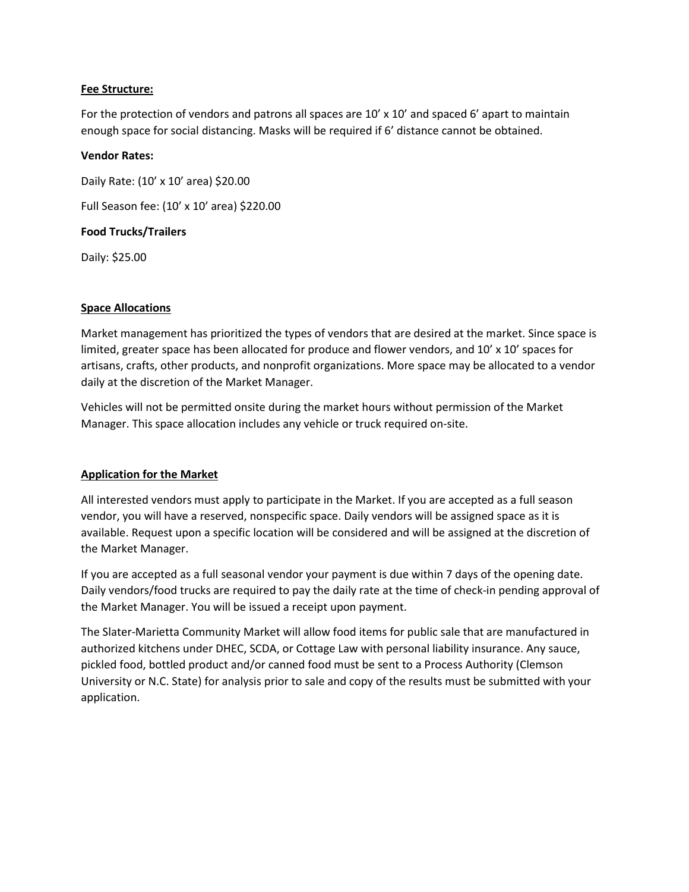**<u>Fee Structure:</u>**

For the protection of vendors and patrons all spaces are 10' x 10' and spaced 6' apart to maintain enough space for social distancing. Masks will be required if 6' distance cannot be obtained.

**Vendor Rates:**

Daily Rate: (10' x 10' area) $20.00

Full Season fee: (10' x 10' area) $220.00

**Food Trucks/Trailers**

Daily: $25.00

**<u>Space Allocations</u>**

Market management has prioritized the types of vendors that are desired at the market. Since space is limited, greater space has been allocated for produce and flower vendors, and 10' x 10' spaces for artisans, crafts, other products, and nonprofit organizations. More space may be allocated to a vendor daily at the discretion of the Market Manager.

Vehicles will not be permitted onsite during the market hours without permission of the Market Manager. This space allocation includes any vehicle or truck required on-site.

**<u>Application for the Market</u>**

All interested vendors must apply to participate in the Market. If you are accepted as a full season vendor, you will have a reserved, nonspecific space. Daily vendors will be assigned space as it is available. Request upon a specific location will be considered and will be assigned at the discretion of the Market Manager.

If you are accepted as a full seasonal vendor your payment is due within 7 days of the opening date. Daily vendors/food trucks are required to pay the daily rate at the time of check-in pending approval of the Market Manager. You will be issued a receipt upon payment.

The Slater-Marietta Community Market will allow food items for public sale that are manufactured in authorized kitchens under DHEC, SCDA, or Cottage Law with personal liability insurance. Any sauce, pickled food, bottled product and/or canned food must be sent to a Process Authority (Clemson University or N.C. State) for analysis prior to sale and copy of the results must be submitted with your application.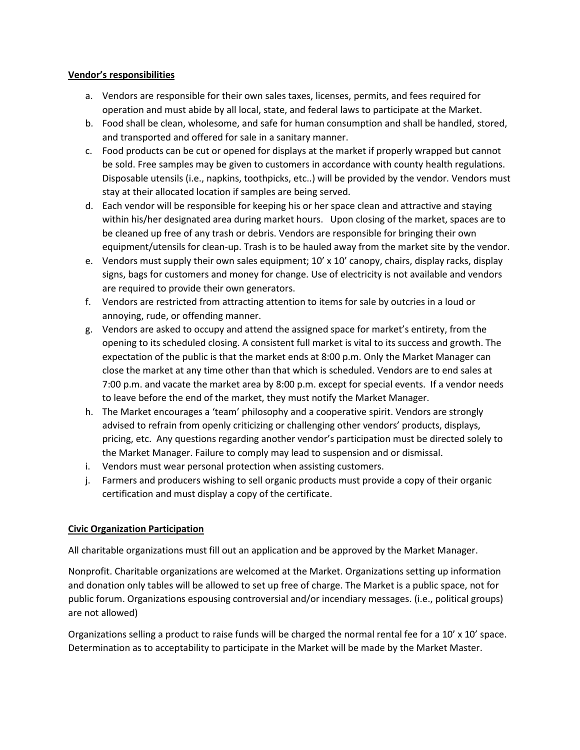**Vendor's responsibilities**

a. Vendors are responsible for their own sales taxes, licenses, permits, and fees required for operation and must abide by all local, state, and federal laws to participate at the Market.

b. Food shall be clean, wholesome, and safe for human consumption and shall be handled, stored, and transported and offered for sale in a sanitary manner.

c. Food products can be cut or opened for displays at the market if properly wrapped but cannot be sold. Free samples may be given to customers in accordance with county health regulations. Disposable utensils (i.e., napkins, toothpicks, etc..) will be provided by the vendor. Vendors must stay at their allocated location if samples are being served.

d. Each vendor will be responsible for keeping his or her space clean and attractive and staying within his/her designated area during market hours. Upon closing of the market, spaces are to be cleaned up free of any trash or debris. Vendors are responsible for bringing their own equipment/utensils for clean-up. Trash is to be hauled away from the market site by the vendor.

e. Vendors must supply their own sales equipment; 10' x 10' canopy, chairs, display racks, display signs, bags for customers and money for change. Use of electricity is not available and vendors are required to provide their own generators.

f. Vendors are restricted from attracting attention to items for sale by outcries in a loud or annoying, rude, or offending manner.

g. Vendors are asked to occupy and attend the assigned space for market's entirety, from the opening to its scheduled closing. A consistent full market is vital to its success and growth. The expectation of the public is that the market ends at 8:00 p.m. Only the Market Manager can close the market at any time other than that which is scheduled. Vendors are to end sales at 7:00 p.m. and vacate the market area by 8:00 p.m. except for special events. If a vendor needs to leave before the end of the market, they must notify the Market Manager.

h. The Market encourages a 'team' philosophy and a cooperative spirit. Vendors are strongly advised to refrain from openly criticizing or challenging other vendors' products, displays, pricing, etc. Any questions regarding another vendor's participation must be directed solely to the Market Manager. Failure to comply may lead to suspension and or dismissal.

i. Vendors must wear personal protection when assisting customers.

j. Farmers and producers wishing to sell organic products must provide a copy of their organic certification and must display a copy of the certificate.

**Civic Organization Participation**

All charitable organizations must fill out an application and be approved by the Market Manager.

Nonprofit. Charitable organizations are welcomed at the Market. Organizations setting up information and donation only tables will be allowed to set up free of charge. The Market is a public space, not for public forum. Organizations espousing controversial and/or incendiary messages. (i.e., political groups) are not allowed)

Organizations selling a product to raise funds will be charged the normal rental fee for a 10' x 10' space. Determination as to acceptability to participate in the Market will be made by the Market Master.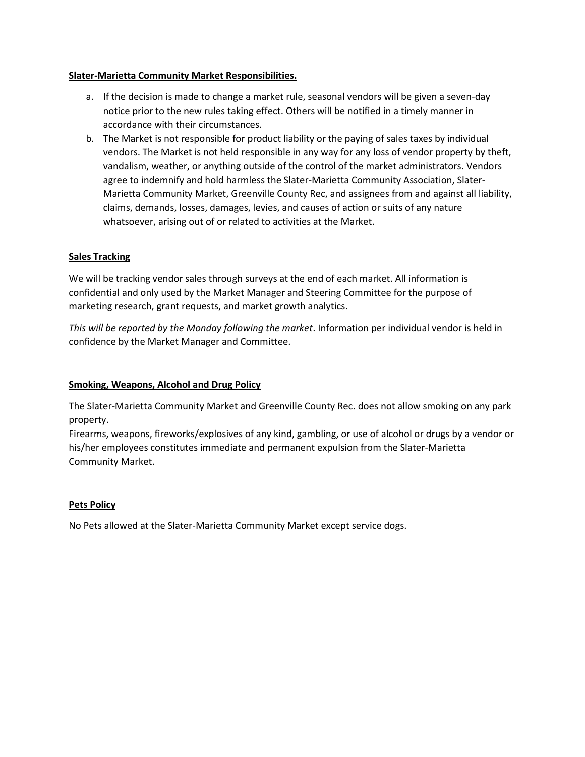**Slater-Marietta Community Market Responsibilities.**

a. If the decision is made to change a market rule, seasonal vendors will be given a seven-day notice prior to the new rules taking effect. Others will be notified in a timely manner in accordance with their circumstances.
b. The Market is not responsible for product liability or the paying of sales taxes by individual vendors. The Market is not held responsible in any way for any loss of vendor property by theft, vandalism, weather, or anything outside of the control of the market administrators. Vendors agree to indemnify and hold harmless the Slater-Marietta Community Association, Slater-Marietta Community Market, Greenville County Rec, and assignees from and against all liability, claims, demands, losses, damages, levies, and causes of action or suits of any nature whatsoever, arising out of or related to activities at the Market.

**Sales Tracking**

We will be tracking vendor sales through surveys at the end of each market. All information is confidential and only used by the Market Manager and Steering Committee for the purpose of marketing research, grant requests, and market growth analytics.

*This will be reported by the Monday following the market*. Information per individual vendor is held in confidence by the Market Manager and Committee.

**Smoking, Weapons, Alcohol and Drug Policy**

The Slater-Marietta Community Market and Greenville County Rec. does not allow smoking on any park property.
Firearms, weapons, fireworks/explosives of any kind, gambling, or use of alcohol or drugs by a vendor or his/her employees constitutes immediate and permanent expulsion from the Slater-Marietta Community Market.

**Pets Policy**

No Pets allowed at the Slater-Marietta Community Market except service dogs.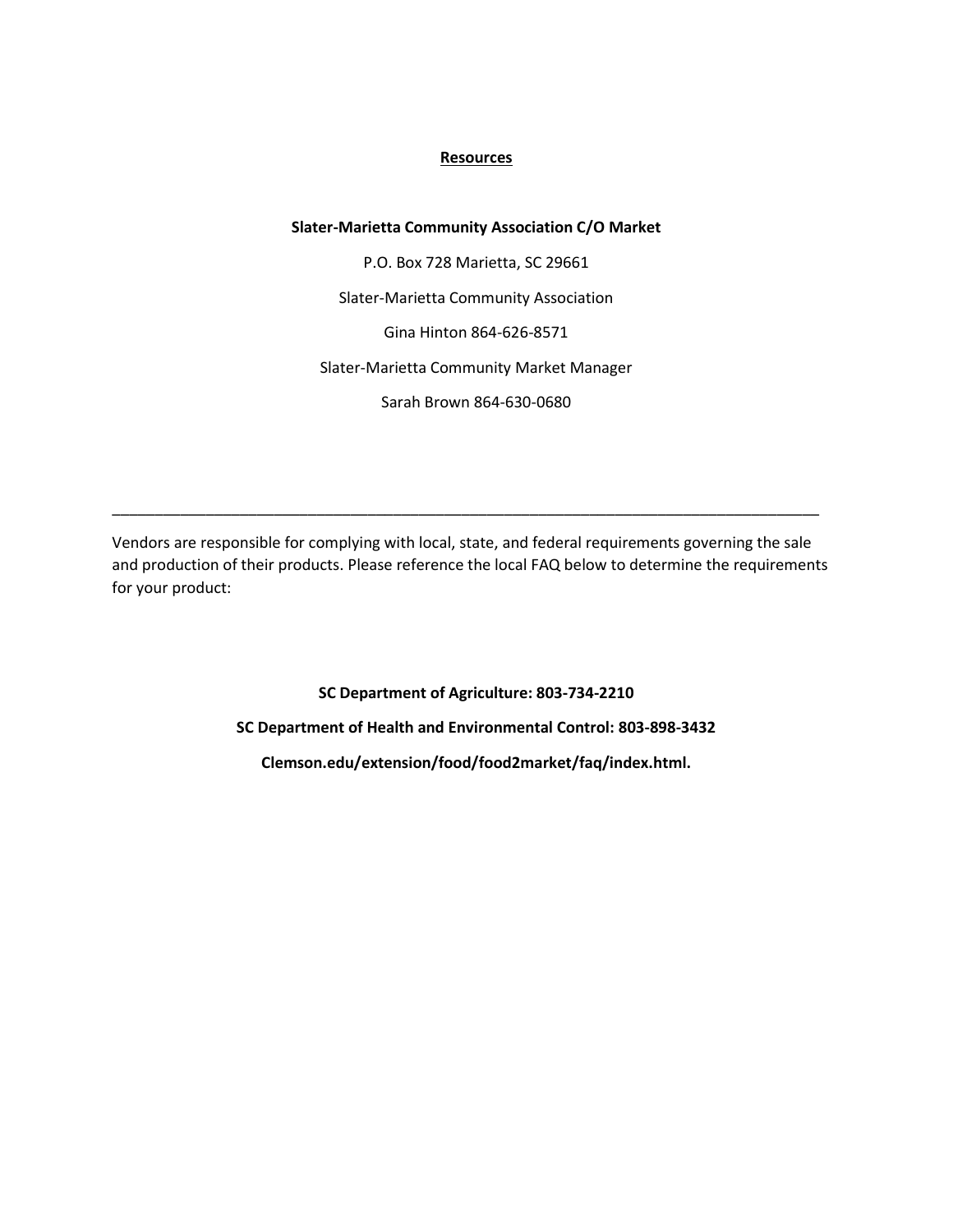## Resources

**Slater-Marietta Community Association C/O Market**

P.O. Box 728 Marietta, SC 29661

Slater-Marietta Community Association

Gina Hinton 864-626-8571

Slater-Marietta Community Market Manager

Sarah Brown 864-630-0680

---

Vendors are responsible for complying with local, state, and federal requirements governing the sale and production of their products. Please reference the local FAQ below to determine the requirements for your product:

**SC Department of Agriculture: 803-734-2210**

**SC Department of Health and Environmental Control: 803-898-3432**

**Clemson.edu/extension/food/food2market/faq/index.html.**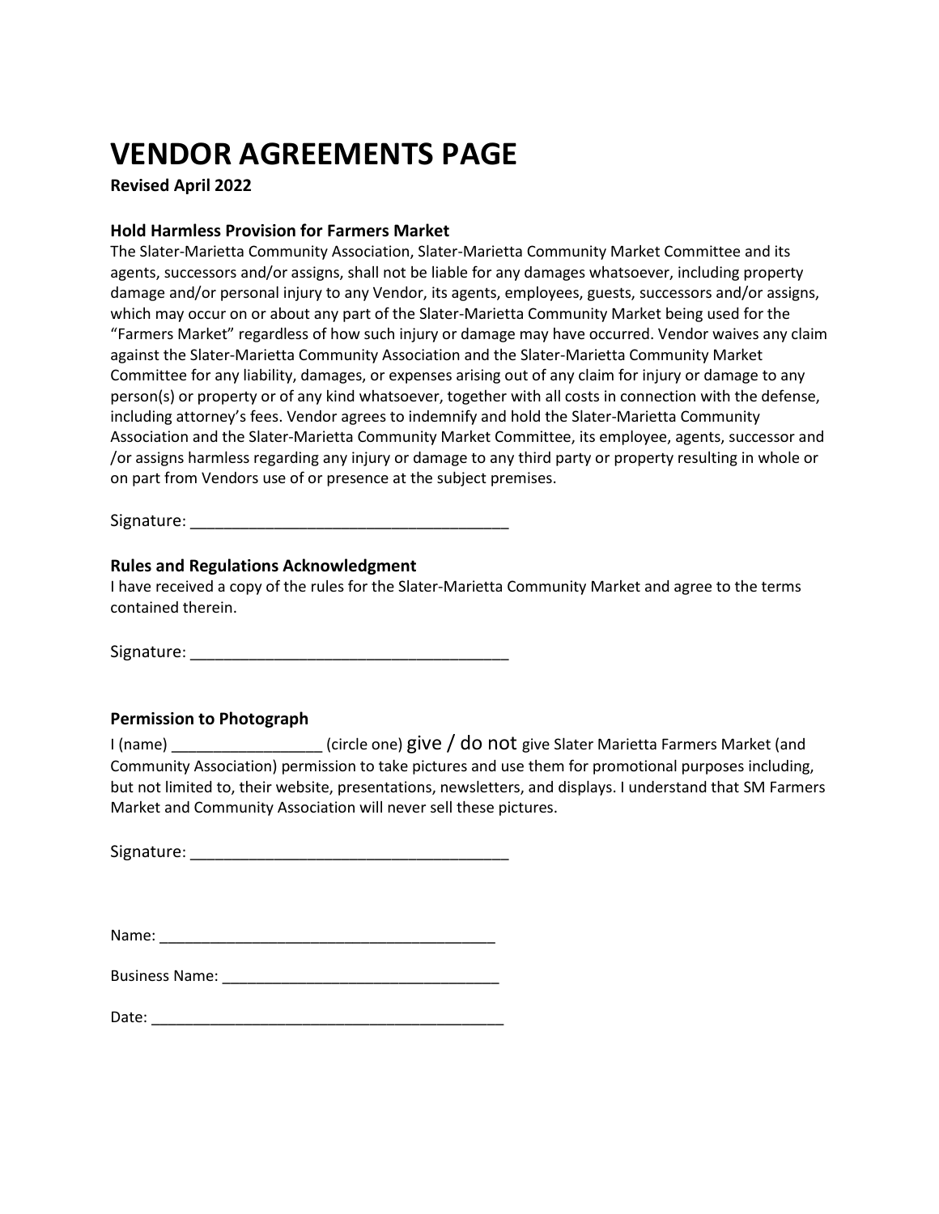# VENDOR AGREEMENTS PAGE

**Revised April 2022**

### Hold Harmless Provision for Farmers Market

The Slater-Marietta Community Association, Slater-Marietta Community Market Committee and its agents, successors and/or assigns, shall not be liable for any damages whatsoever, including property damage and/or personal injury to any Vendor, its agents, employees, guests, successors and/or assigns, which may occur on or about any part of the Slater-Marietta Community Market being used for the "Farmers Market" regardless of how such injury or damage may have occurred. Vendor waives any claim against the Slater-Marietta Community Association and the Slater-Marietta Community Market Committee for any liability, damages, or expenses arising out of any claim for injury or damage to any person(s) or property or of any kind whatsoever, together with all costs in connection with the defense, including attorney's fees. Vendor agrees to indemnify and hold the Slater-Marietta Community Association and the Slater-Marietta Community Market Committee, its employee, agents, successor and /or assigns harmless regarding any injury or damage to any third party or property resulting in whole or on part from Vendors use of or presence at the subject premises.

Signature: ___________________________________

### Rules and Regulations Acknowledgment

I have received a copy of the rules for the Slater-Marietta Community Market and agree to the terms contained therein.

Signature: ___________________________________

### Permission to Photograph

I (name) _________________ (circle one) give / do not give Slater Marietta Farmers Market (and Community Association) permission to take pictures and use them for promotional purposes including, but not limited to, their website, presentations, newsletters, and displays. I understand that SM Farmers Market and Community Association will never sell these pictures.

Signature: ___________________________________

Name: ________________________________________

Business Name: ________________________________

Date: _________________________________________